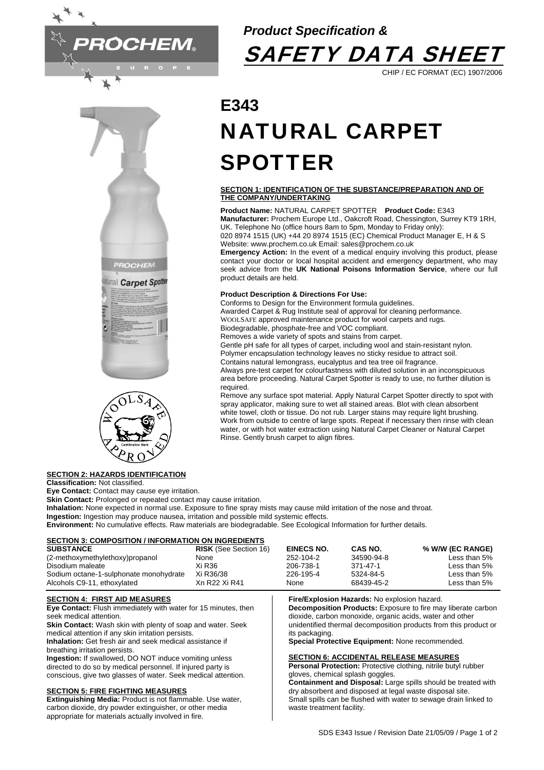*Product Specification &*

# SAFETY DATA SHEET

CHIP / EC FORMAT (EC) 1907/2006

# E343
# NATURAL CARPET SPOTTER

## SECTION 1: IDENTIFICATION OF THE SUBSTANCE/PREPARATION AND OF THE COMPANY/UNDERTAKING

**Product Name:** NATURAL CARPET SPOTTER **Product Code:** E343
**Manufacturer:** Prochem Europe Ltd., Oakcroft Road, Chessington, Surrey KT9 1RH, UK. Telephone No (office hours 8am to 5pm, Monday to Friday only):
020 8974 1515 (UK) +44 20 8974 1515 (EC) Chemical Product Manager E, H & S
Website: www.prochem.co.uk Email: sales@prochem.co.uk
**Emergency Action:** In the event of a medical enquiry involving this product, please contact your doctor or local hospital accident and emergency department, who may seek advice from the **UK National Poisons Information Service**, where our full product details are held.

**Product Description & Directions For Use:**
Conforms to Design for the Environment formula guidelines.
Awarded Carpet & Rug Institute seal of approval for cleaning performance.
WOOLSAFE approved maintenance product for wool carpets and rugs.
Biodegradable, phosphate-free and VOC compliant.
Removes a wide variety of spots and stains from carpet.
Gentle pH safe for all types of carpet, including wool and stain-resistant nylon.
Polymer encapsulation technology leaves no sticky residue to attract soil.
Contains natural lemongrass, eucalyptus and tea tree oil fragrance.
Always pre-test carpet for colourfastness with diluted solution in an inconspicuous area before proceeding. Natural Carpet Spotter is ready to use, no further dilution is required.
Remove any surface spot material. Apply Natural Carpet Spotter directly to spot with spray applicator, making sure to wet all stained areas. Blot with clean absorbent white towel, cloth or tissue. Do not rub. Larger stains may require light brushing. Work from outside to centre of large spots. Repeat if necessary then rinse with clean water, or with hot water extraction using Natural Carpet Cleaner or Natural Carpet Rinse. Gently brush carpet to align fibres.

## SECTION 2: HAZARDS IDENTIFICATION

**Classification:** Not classified.
**Eye Contact:** Contact may cause eye irritation.
**Skin Contact:** Prolonged or repeated contact may cause irritation.
**Inhalation:** None expected in normal use. Exposure to fine spray mists may cause mild irritation of the nose and throat.
**Ingestion:** Ingestion may produce nausea, irritation and possible mild systemic effects.
**Environment:** No cumulative effects. Raw materials are biodegradable. See Ecological Information for further details.

## SECTION 3: COMPOSITION / INFORMATION ON INGREDIENTS

| SUBSTANCE | RISK (See Section 16) | EINECS NO. | CAS NO. | % W/W (EC RANGE) |
|---|---|---|---|---|
| (2-methoxymethylethoxy)propanol | None | 252-104-2 | 34590-94-8 | Less than 5% |
| Disodium maleate | Xi R36 | 206-738-1 | 371-47-1 | Less than 5% |
| Sodium octane-1-sulphonate monohydrate | Xi R36/38 | 226-195-4 | 5324-84-5 | Less than 5% |
| Alcohols C9-11, ethoxylated | Xn R22 Xi R41 | None | 68439-45-2 | Less than 5% |

## SECTION 4: FIRST AID MEASURES

**Eye Contact:** Flush immediately with water for 15 minutes, then seek medical attention.
**Skin Contact:** Wash skin with plenty of soap and water. Seek medical attention if any skin irritation persists.
**Inhalation:** Get fresh air and seek medical assistance if breathing irritation persists.
**Ingestion:** If swallowed, DO NOT induce vomiting unless directed to do so by medical personnel. If injured party is conscious, give two glasses of water. Seek medical attention.

## SECTION 5: FIRE FIGHTING MEASURES

**Extinguishing Media:** Product is not flammable. Use water, carbon dioxide, dry powder extinguisher, or other media appropriate for materials actually involved in fire.
**Fire/Explosion Hazards:** No explosion hazard.
**Decomposition Products:** Exposure to fire may liberate carbon dioxide, carbon monoxide, organic acids, water and other unidentified thermal decomposition products from this product or its packaging.
**Special Protective Equipment:** None recommended.

## SECTION 6: ACCIDENTAL RELEASE MEASURES

**Personal Protection:** Protective clothing, nitrile butyl rubber gloves, chemical splash goggles.
**Containment and Disposal:** Large spills should be treated with dry absorbent and disposed at legal waste disposal site. Small spills can be flushed with water to sewage drain linked to waste treatment facility.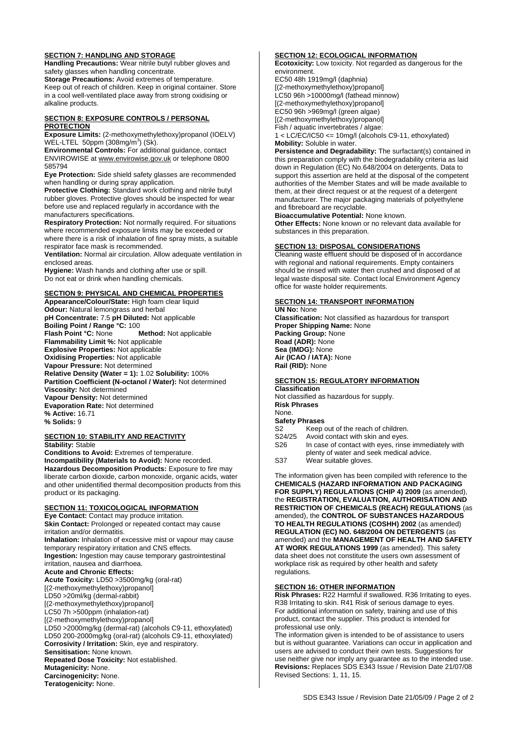## SECTION 7: HANDLING AND STORAGE

**Handling Precautions:** Wear nitrile butyl rubber gloves and safety glasses when handling concentrate.
**Storage Precautions:** Avoid extremes of temperature. Keep out of reach of children. Keep in original container. Store in a cool well-ventilated place away from strong oxidising or alkaline products.

## SECTION 8: EXPOSURE CONTROLS / PERSONAL PROTECTION

**Exposure Limits:** (2-methoxymethylethoxy)propanol (IOELV) WEL-LTEL 50ppm (308mg/m$^3$) (Sk).
**Environmental Controls:** For additional guidance, contact ENVIROWISE at www.envirowise.gov.uk or telephone 0800 585794
**Eye Protection:** Side shield safety glasses are recommended when handling or during spray application.
**Protective Clothing:** Standard work clothing and nitrile butyl rubber gloves. Protective gloves should be inspected for wear before use and replaced regularly in accordance with the manufacturers specifications.
**Respiratory Protection:** Not normally required. For situations where recommended exposure limits may be exceeded or where there is a risk of inhalation of fine spray mists, a suitable respirator face mask is recommended.
**Ventilation:** Normal air circulation. Allow adequate ventilation in enclosed areas.
**Hygiene:** Wash hands and clothing after use or spill. Do not eat or drink when handling chemicals.

## SECTION 9: PHYSICAL AND CHEMICAL PROPERTIES

**Appearance/Colour/State:** High foam clear liquid
**Odour:** Natural lemongrass and herbal
**pH Concentrate:** 7.5 **pH Diluted:** Not applicable
**Boiling Point / Range °C:** 100
**Flash Point °C:** None **Method:** Not applicable
**Flammability Limit %:** Not applicable
**Explosive Properties:** Not applicable
**Oxidising Properties:** Not applicable
**Vapour Pressure:** Not determined
**Relative Density (Water = 1):** 1.02 **Solubility:** 100%
**Partition Coefficient (N-octanol / Water):** Not determined
**Viscosity:** Not determined
**Vapour Density:** Not determined
**Evaporation Rate:** Not determined
**% Active:** 16.71
**% Solids:** 9

## SECTION 10: STABILITY AND REACTIVITY

**Stability:** Stable
**Conditions to Avoid:** Extremes of temperature.
**Incompatibility (Materials to Avoid):** None recorded.
**Hazardous Decomposition Products:** Exposure to fire may liberate carbon dioxide, carbon monoxide, organic acids, water and other unidentified thermal decomposition products from this product or its packaging.

## SECTION 11: TOXICOLOGICAL INFORMATION

**Eye Contact:** Contact may produce irritation.
**Skin Contact:** Prolonged or repeated contact may cause irritation and/or dermatitis.
**Inhalation:** Inhalation of excessive mist or vapour may cause temporary respiratory irritation and CNS effects.
**Ingestion:** Ingestion may cause temporary gastrointestinal irritation, nausea and diarrhoea.
**Acute and Chronic Effects:**
**Acute Toxicity:** LD50 >3500mg/kg (oral-rat)
[(2-methoxymethylethoxy)propanol]
LD50 >20ml/kg (dermal-rabbit)
[(2-methoxymethylethoxy)propanol]
LC50 7h >500ppm (inhalation-rat)
[(2-methoxymethylethoxy)propanol]
LD50 >2000mg/kg (dermal-rat) (alcohols C9-11, ethoxylated)
LD50 200-2000mg/kg (oral-rat) (alcohols C9-11, ethoxylated)
**Corrosivity / Irritation:** Skin, eye and respiratory.
**Sensitisation:** None known.
**Repeated Dose Toxicity:** Not established.
**Mutagenicity:** None.
**Carcinogenicity:** None.
**Teratogenicity:** None.

## SECTION 12: ECOLOGICAL INFORMATION

**Ecotoxicity:** Low toxicity. Not regarded as dangerous for the environment.
EC50 48h 1919mg/l (daphnia)
[(2-methoxymethylethoxy)propanol]
LC50 96h >10000mg/l (fathead minnow)
[(2-methoxymethylethoxy)propanol]
EC50 96h >969mg/l (green algae)
[(2-methoxymethylethoxy)propanol]
Fish / aquatic invertebrates / algae:
1 < LC/EC/IC50 <= 10mg/l (alcohols C9-11, ethoxylated)
**Mobility:** Soluble in water.
**Persistence and Degradability:** The surfactant(s) contained in this preparation comply with the biodegradability criteria as laid down in Regulation (EC) No.648/2004 on detergents. Data to support this assertion are held at the disposal of the competent authorities of the Member States and will be made available to them, at their direct request or at the request of a detergent manufacturer. The major packaging materials of polyethylene and fibreboard are recyclable.
**Bioaccumulative Potential:** None known.
**Other Effects:** None known or no relevant data available for substances in this preparation.

## SECTION 13: DISPOSAL CONSIDERATIONS

Cleaning waste effluent should be disposed of in accordance with regional and national requirements. Empty containers should be rinsed with water then crushed and disposed of at legal waste disposal site. Contact local Environment Agency office for waste holder requirements.

## SECTION 14: TRANSPORT INFORMATION

**UN No:** None
**Classification:** Not classified as hazardous for transport
**Proper Shipping Name:** None
**Packing Group:** None
**Road (ADR):** None
**Sea (IMDG):** None
**Air (ICAO / IATA):** None
**Rail (RID):** None

## SECTION 15: REGULATORY INFORMATION

**Classification**
Not classified as hazardous for supply.
**Risk Phrases**
None.
**Safety Phrases**

| | |
|---|---|
| S2 | Keep out of the reach of children. |
| S24/25 | Avoid contact with skin and eyes. |
| S26 | In case of contact with eyes, rinse immediately with plenty of water and seek medical advice. |
| S37 | Wear suitable gloves. |

The information given has been compiled with reference to the **CHEMICALS (HAZARD INFORMATION AND PACKAGING FOR SUPPLY) REGULATIONS (CHIP 4) 2009** (as amended), the **REGISTRATION, EVALUATION, AUTHORISATION AND RESTRICTION OF CHEMICALS (REACH) REGULATIONS** (as amended), the **CONTROL OF SUBSTANCES HAZARDOUS TO HEALTH REGULATIONS (COSHH) 2002** (as amended) **REGULATION (EC) NO. 648/2004 ON DETERGENTS** (as amended) and the **MANAGEMENT OF HEALTH AND SAFETY AT WORK REGULATIONS 1999** (as amended). This safety data sheet does not constitute the users own assessment of workplace risk as required by other health and safety regulations.

## SECTION 16: OTHER INFORMATION

**Risk Phrases:** R22 Harmful if swallowed. R36 Irritating to eyes. R38 Irritating to skin. R41 Risk of serious damage to eyes. For additional information on safety, training and use of this product, contact the supplier. This product is intended for professional use only.
The information given is intended to be of assistance to users but is without guarantee. Variations can occur in application and users are advised to conduct their own tests. Suggestions for use neither give nor imply any guarantee as to the intended use.
**Revisions:** Replaces SDS E343 Issue / Revision Date 21/07/08
Revised Sections: 1, 11, 15.